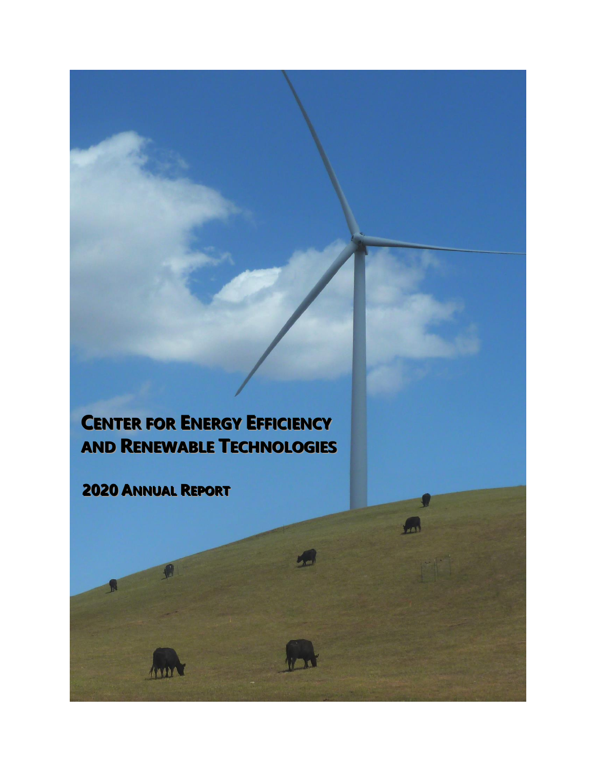# Center for Energy Efficiency and Renewable Technologies

## 2020 Annual Report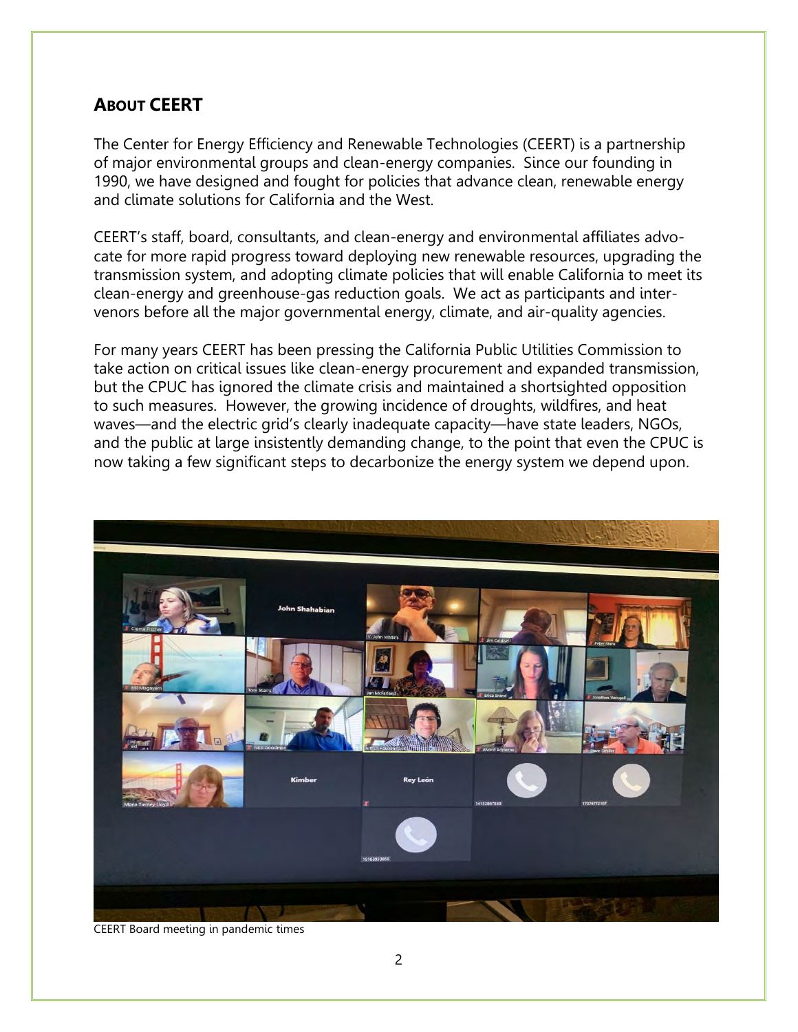## About CEERT

The Center for Energy Efficiency and Renewable Technologies (CEERT) is a partnership of major environmental groups and clean-energy companies. Since our founding in 1990, we have designed and fought for policies that advance clean, renewable energy and climate solutions for California and the West.

CEERT's staff, board, consultants, and clean-energy and environmental affiliates advocate for more rapid progress toward deploying new renewable resources, upgrading the transmission system, and adopting climate policies that will enable California to meet its clean-energy and greenhouse-gas reduction goals. We act as participants and intervenors before all the major governmental energy, climate, and air-quality agencies.

For many years CEERT has been pressing the California Public Utilities Commission to take action on critical issues like clean-energy procurement and expanded transmission, but the CPUC has ignored the climate crisis and maintained a shortsighted opposition to such measures. However, the growing incidence of droughts, wildfires, and heat waves—and the electric grid's clearly inadequate capacity—have state leaders, NGOs, and the public at large insistently demanding change, to the point that even the CPUC is now taking a few significant steps to decarbonize the energy system we depend upon.

CEERT Board meeting in pandemic times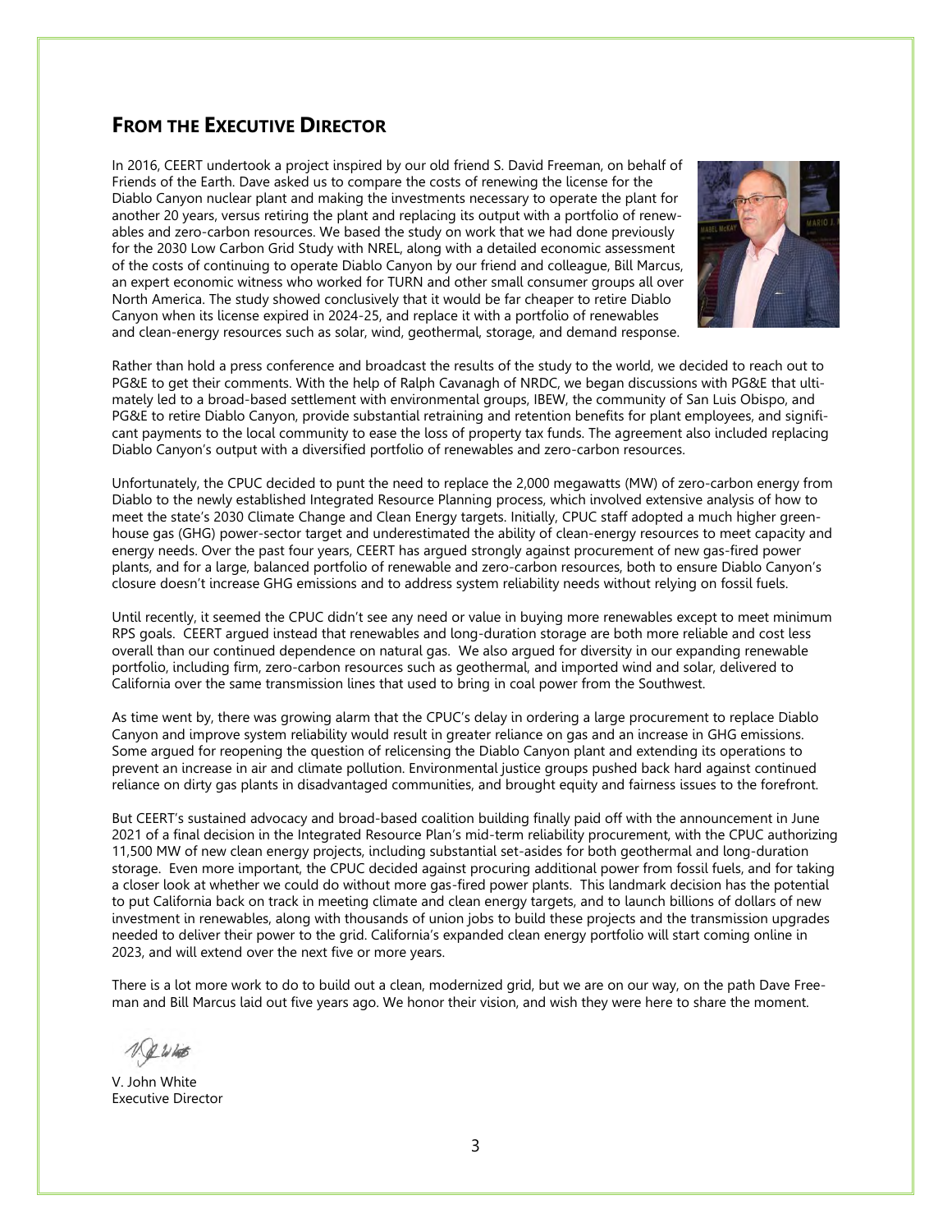## FROM THE EXECUTIVE DIRECTOR

In 2016, CEERT undertook a project inspired by our old friend S. David Freeman, on behalf of Friends of the Earth. Dave asked us to compare the costs of renewing the license for the Diablo Canyon nuclear plant and making the investments necessary to operate the plant for another 20 years, versus retiring the plant and replacing its output with a portfolio of renewables and zero-carbon resources. We based the study on work that we had done previously for the 2030 Low Carbon Grid Study with NREL, along with a detailed economic assessment of the costs of continuing to operate Diablo Canyon by our friend and colleague, Bill Marcus, an expert economic witness who worked for TURN and other small consumer groups all over North America. The study showed conclusively that it would be far cheaper to retire Diablo Canyon when its license expired in 2024-25, and replace it with a portfolio of renewables and clean-energy resources such as solar, wind, geothermal, storage, and demand response.

Rather than hold a press conference and broadcast the results of the study to the world, we decided to reach out to PG&E to get their comments. With the help of Ralph Cavanagh of NRDC, we began discussions with PG&E that ultimately led to a broad-based settlement with environmental groups, IBEW, the community of San Luis Obispo, and PG&E to retire Diablo Canyon, provide substantial retraining and retention benefits for plant employees, and significant payments to the local community to ease the loss of property tax funds. The agreement also included replacing Diablo Canyon's output with a diversified portfolio of renewables and zero-carbon resources.

Unfortunately, the CPUC decided to punt the need to replace the 2,000 megawatts (MW) of zero-carbon energy from Diablo to the newly established Integrated Resource Planning process, which involved extensive analysis of how to meet the state's 2030 Climate Change and Clean Energy targets. Initially, CPUC staff adopted a much higher greenhouse gas (GHG) power-sector target and underestimated the ability of clean-energy resources to meet capacity and energy needs. Over the past four years, CEERT has argued strongly against procurement of new gas-fired power plants, and for a large, balanced portfolio of renewable and zero-carbon resources, both to ensure Diablo Canyon's closure doesn't increase GHG emissions and to address system reliability needs without relying on fossil fuels.

Until recently, it seemed the CPUC didn't see any need or value in buying more renewables except to meet minimum RPS goals. CEERT argued instead that renewables and long-duration storage are both more reliable and cost less overall than our continued dependence on natural gas. We also argued for diversity in our expanding renewable portfolio, including firm, zero-carbon resources such as geothermal, and imported wind and solar, delivered to California over the same transmission lines that used to bring in coal power from the Southwest.

As time went by, there was growing alarm that the CPUC's delay in ordering a large procurement to replace Diablo Canyon and improve system reliability would result in greater reliance on gas and an increase in GHG emissions. Some argued for reopening the question of relicensing the Diablo Canyon plant and extending its operations to prevent an increase in air and climate pollution. Environmental justice groups pushed back hard against continued reliance on dirty gas plants in disadvantaged communities, and brought equity and fairness issues to the forefront.

But CEERT's sustained advocacy and broad-based coalition building finally paid off with the announcement in June 2021 of a final decision in the Integrated Resource Plan's mid-term reliability procurement, with the CPUC authorizing 11,500 MW of new clean energy projects, including substantial set-asides for both geothermal and long-duration storage. Even more important, the CPUC decided against procuring additional power from fossil fuels, and for taking a closer look at whether we could do without more gas-fired power plants. This landmark decision has the potential to put California back on track in meeting climate and clean energy targets, and to launch billions of dollars of new investment in renewables, along with thousands of union jobs to build these projects and the transmission upgrades needed to deliver their power to the grid. California's expanded clean energy portfolio will start coming online in 2023, and will extend over the next five or more years.

There is a lot more work to do to build out a clean, modernized grid, but we are on our way, on the path Dave Freeman and Bill Marcus laid out five years ago. We honor their vision, and wish they were here to share the moment.

V. John White  
Executive Director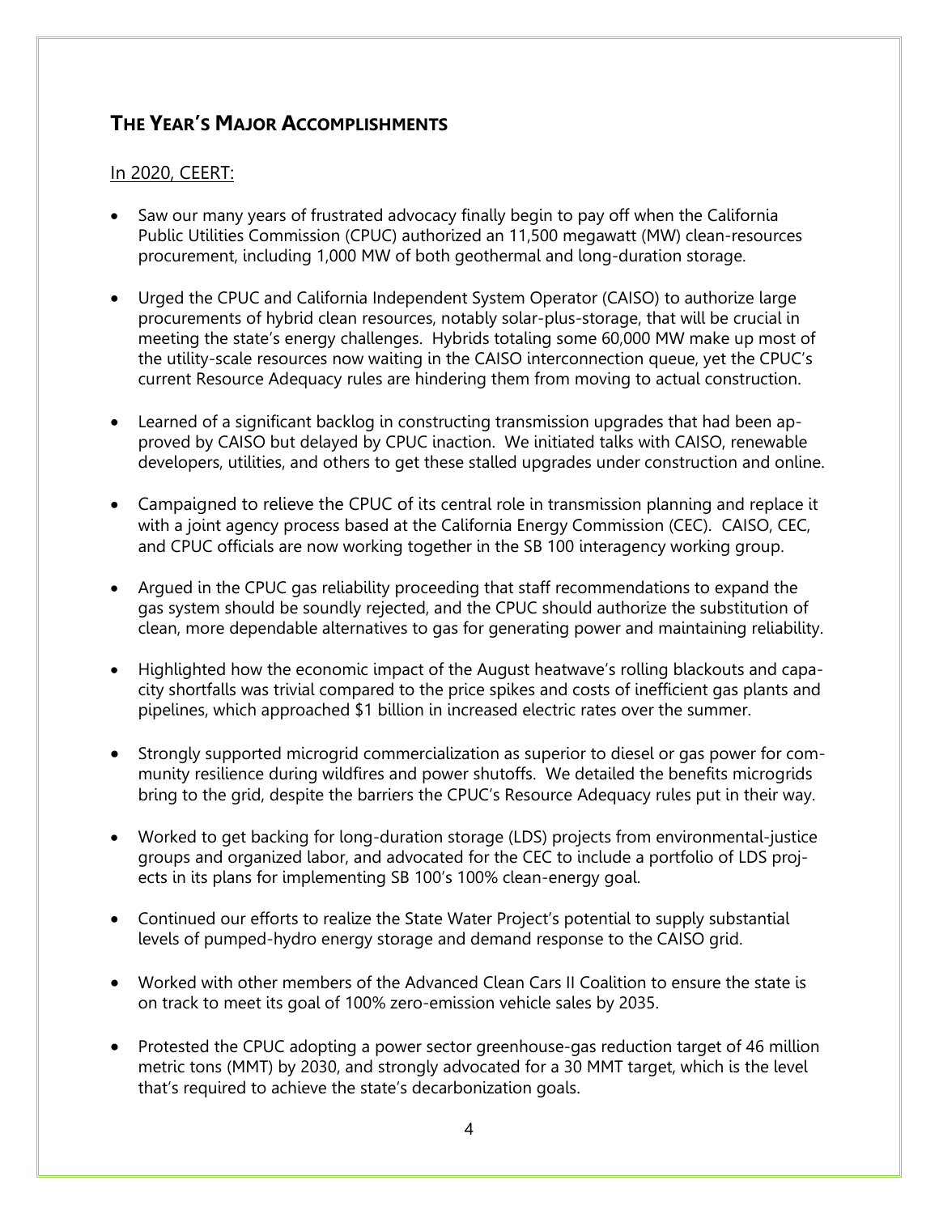## THE YEAR'S MAJOR ACCOMPLISHMENTS

In 2020, CEERT:

- Saw our many years of frustrated advocacy finally begin to pay off when the California Public Utilities Commission (CPUC) authorized an 11,500 megawatt (MW) clean-resources procurement, including 1,000 MW of both geothermal and long-duration storage.

- Urged the CPUC and California Independent System Operator (CAISO) to authorize large procurements of hybrid clean resources, notably solar-plus-storage, that will be crucial in meeting the state's energy challenges. Hybrids totaling some 60,000 MW make up most of the utility-scale resources now waiting in the CAISO interconnection queue, yet the CPUC's current Resource Adequacy rules are hindering them from moving to actual construction.

- Learned of a significant backlog in constructing transmission upgrades that had been approved by CAISO but delayed by CPUC inaction. We initiated talks with CAISO, renewable developers, utilities, and others to get these stalled upgrades under construction and online.

- Campaigned to relieve the CPUC of its central role in transmission planning and replace it with a joint agency process based at the California Energy Commission (CEC). CAISO, CEC, and CPUC officials are now working together in the SB 100 interagency working group.

- Argued in the CPUC gas reliability proceeding that staff recommendations to expand the gas system should be soundly rejected, and the CPUC should authorize the substitution of clean, more dependable alternatives to gas for generating power and maintaining reliability.

- Highlighted how the economic impact of the August heatwave's rolling blackouts and capacity shortfalls was trivial compared to the price spikes and costs of inefficient gas plants and pipelines, which approached $1 billion in increased electric rates over the summer.

- Strongly supported microgrid commercialization as superior to diesel or gas power for community resilience during wildfires and power shutoffs. We detailed the benefits microgrids bring to the grid, despite the barriers the CPUC's Resource Adequacy rules put in their way.

- Worked to get backing for long-duration storage (LDS) projects from environmental-justice groups and organized labor, and advocated for the CEC to include a portfolio of LDS projects in its plans for implementing SB 100's 100% clean-energy goal.

- Continued our efforts to realize the State Water Project's potential to supply substantial levels of pumped-hydro energy storage and demand response to the CAISO grid.

- Worked with other members of the Advanced Clean Cars II Coalition to ensure the state is on track to meet its goal of 100% zero-emission vehicle sales by 2035.

- Protested the CPUC adopting a power sector greenhouse-gas reduction target of 46 million metric tons (MMT) by 2030, and strongly advocated for a 30 MMT target, which is the level that's required to achieve the state's decarbonization goals.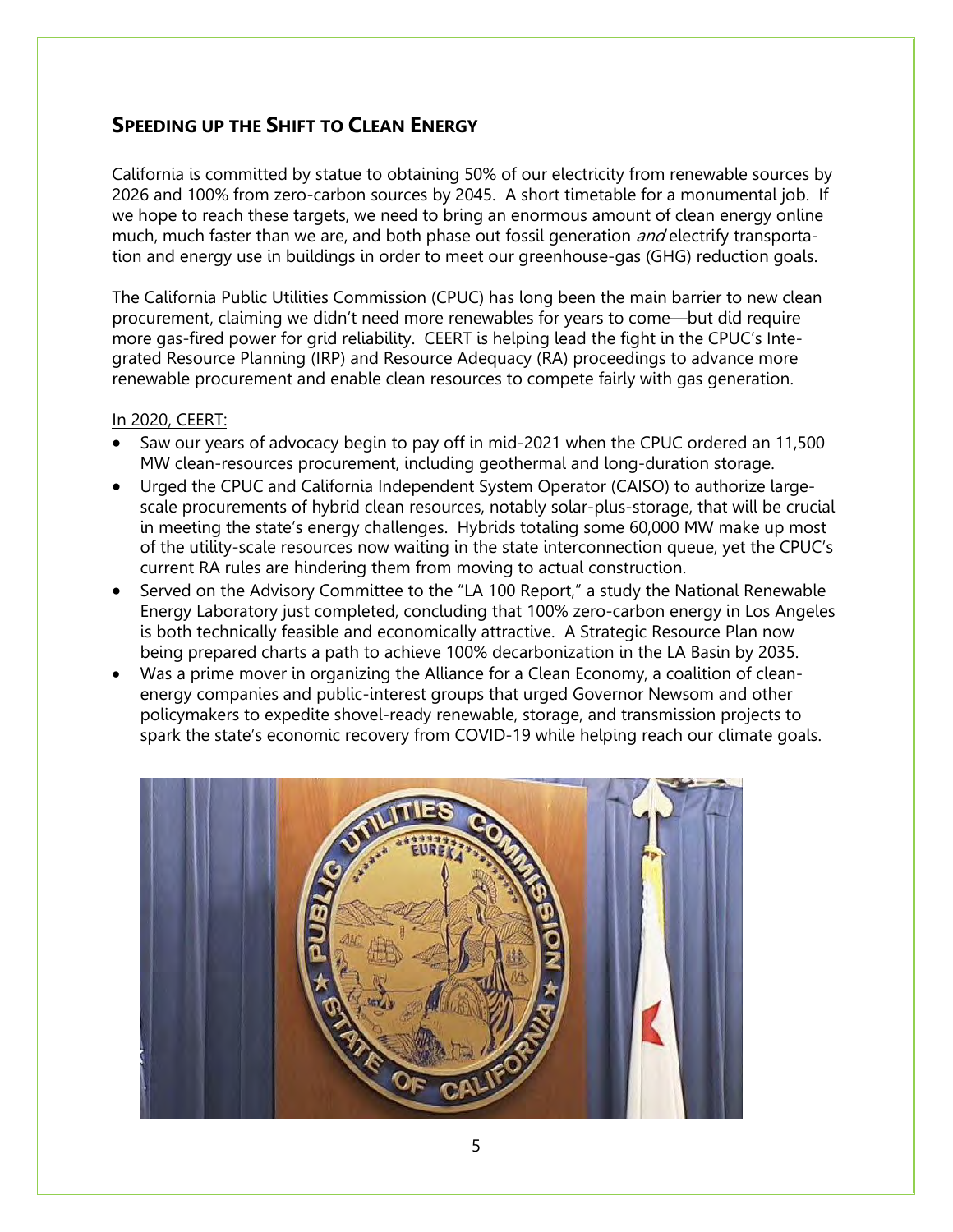## SPEEDING UP THE SHIFT TO CLEAN ENERGY

California is committed by statue to obtaining 50% of our electricity from renewable sources by 2026 and 100% from zero-carbon sources by 2045. A short timetable for a monumental job. If we hope to reach these targets, we need to bring an enormous amount of clean energy online much, much faster than we are, and both phase out fossil generation *and* electrify transportation and energy use in buildings in order to meet our greenhouse-gas (GHG) reduction goals.

The California Public Utilities Commission (CPUC) has long been the main barrier to new clean procurement, claiming we didn't need more renewables for years to come—but did require more gas-fired power for grid reliability. CEERT is helping lead the fight in the CPUC's Integrated Resource Planning (IRP) and Resource Adequacy (RA) proceedings to advance more renewable procurement and enable clean resources to compete fairly with gas generation.

In 2020, CEERT:

- Saw our years of advocacy begin to pay off in mid-2021 when the CPUC ordered an 11,500 MW clean-resources procurement, including geothermal and long-duration storage.
- Urged the CPUC and California Independent System Operator (CAISO) to authorize large-scale procurements of hybrid clean resources, notably solar-plus-storage, that will be crucial in meeting the state's energy challenges. Hybrids totaling some 60,000 MW make up most of the utility-scale resources now waiting in the state interconnection queue, yet the CPUC's current RA rules are hindering them from moving to actual construction.
- Served on the Advisory Committee to the "LA 100 Report," a study the National Renewable Energy Laboratory just completed, concluding that 100% zero-carbon energy in Los Angeles is both technically feasible and economically attractive. A Strategic Resource Plan now being prepared charts a path to achieve 100% decarbonization in the LA Basin by 2035.
- Was a prime mover in organizing the Alliance for a Clean Economy, a coalition of clean-energy companies and public-interest groups that urged Governor Newsom and other policymakers to expedite shovel-ready renewable, storage, and transmission projects to spark the state's economic recovery from COVID-19 while helping reach our climate goals.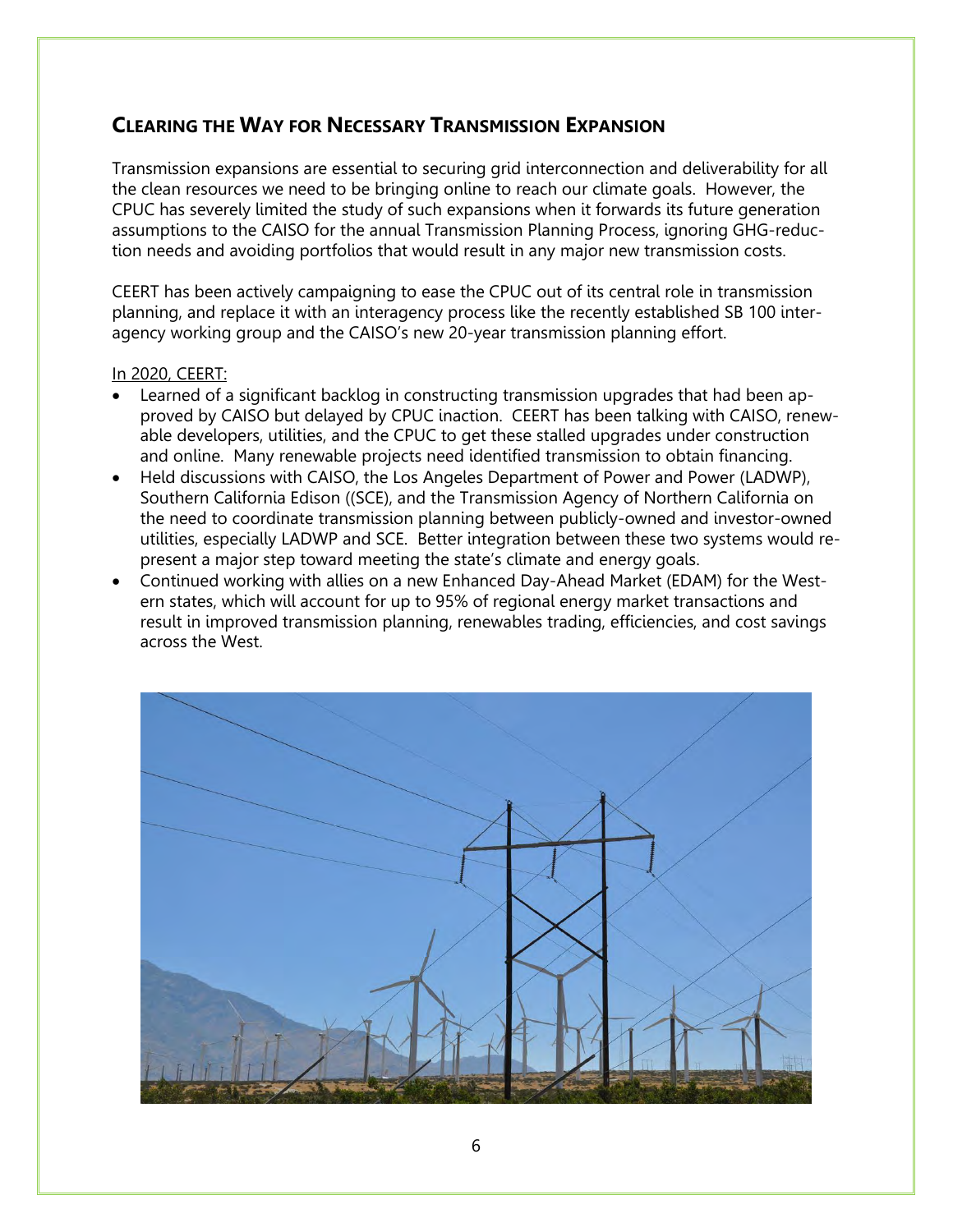## CLEARING THE WAY FOR NECESSARY TRANSMISSION EXPANSION

Transmission expansions are essential to securing grid interconnection and deliverability for all the clean resources we need to be bringing online to reach our climate goals. However, the CPUC has severely limited the study of such expansions when it forwards its future generation assumptions to the CAISO for the annual Transmission Planning Process, ignoring GHG-reduction needs and avoiding portfolios that would result in any major new transmission costs.

CEERT has been actively campaigning to ease the CPUC out of its central role in transmission planning, and replace it with an interagency process like the recently established SB 100 interagency working group and the CAISO's new 20-year transmission planning effort.

In 2020, CEERT:

- Learned of a significant backlog in constructing transmission upgrades that had been approved by CAISO but delayed by CPUC inaction. CEERT has been talking with CAISO, renewable developers, utilities, and the CPUC to get these stalled upgrades under construction and online. Many renewable projects need identified transmission to obtain financing.
- Held discussions with CAISO, the Los Angeles Department of Power and Power (LADWP), Southern California Edison ((SCE), and the Transmission Agency of Northern California on the need to coordinate transmission planning between publicly-owned and investor-owned utilities, especially LADWP and SCE. Better integration between these two systems would represent a major step toward meeting the state's climate and energy goals.
- Continued working with allies on a new Enhanced Day-Ahead Market (EDAM) for the Western states, which will account for up to 95% of regional energy market transactions and result in improved transmission planning, renewables trading, efficiencies, and cost savings across the West.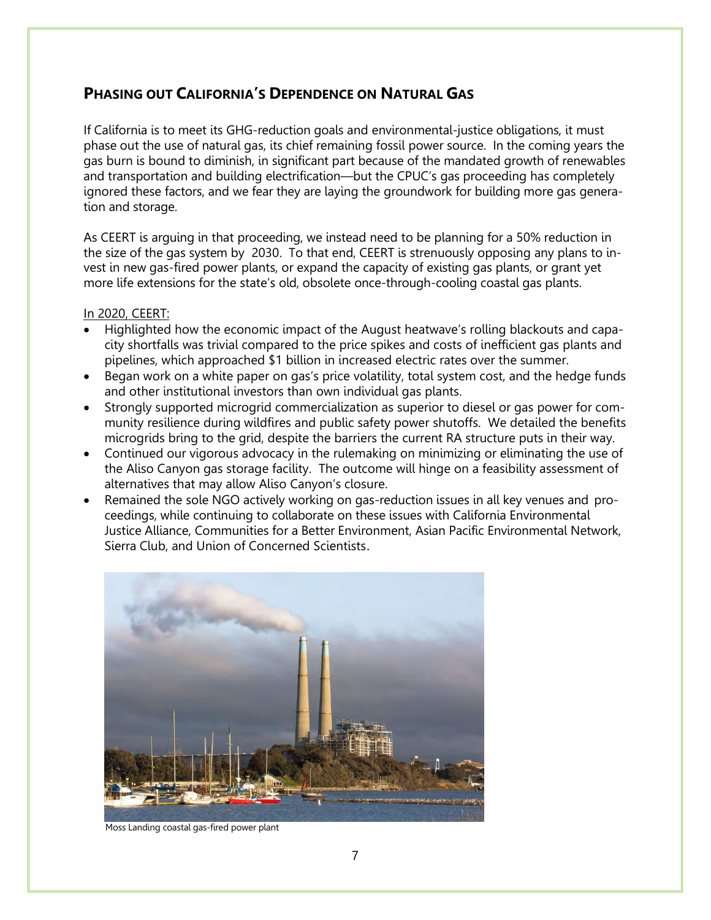## PHASING OUT CALIFORNIA'S DEPENDENCE ON NATURAL GAS

If California is to meet its GHG-reduction goals and environmental-justice obligations, it must phase out the use of natural gas, its chief remaining fossil power source. In the coming years the gas burn is bound to diminish, in significant part because of the mandated growth of renewables and transportation and building electrification—but the CPUC's gas proceeding has completely ignored these factors, and we fear they are laying the groundwork for building more gas generation and storage.

As CEERT is arguing in that proceeding, we instead need to be planning for a 50% reduction in the size of the gas system by 2030. To that end, CEERT is strenuously opposing any plans to invest in new gas-fired power plants, or expand the capacity of existing gas plants, or grant yet more life extensions for the state's old, obsolete once-through-cooling coastal gas plants.

In 2020, CEERT:

- Highlighted how the economic impact of the August heatwave's rolling blackouts and capacity shortfalls was trivial compared to the price spikes and costs of inefficient gas plants and pipelines, which approached $1 billion in increased electric rates over the summer.
- Began work on a white paper on gas's price volatility, total system cost, and the hedge funds and other institutional investors than own individual gas plants.
- Strongly supported microgrid commercialization as superior to diesel or gas power for community resilience during wildfires and public safety power shutoffs. We detailed the benefits microgrids bring to the grid, despite the barriers the current RA structure puts in their way.
- Continued our vigorous advocacy in the rulemaking on minimizing or eliminating the use of the Aliso Canyon gas storage facility. The outcome will hinge on a feasibility assessment of alternatives that may allow Aliso Canyon's closure.
- Remained the sole NGO actively working on gas-reduction issues in all key venues and proceedings, while continuing to collaborate on these issues with California Environmental Justice Alliance, Communities for a Better Environment, Asian Pacific Environmental Network, Sierra Club, and Union of Concerned Scientists.

Moss Landing coastal gas-fired power plant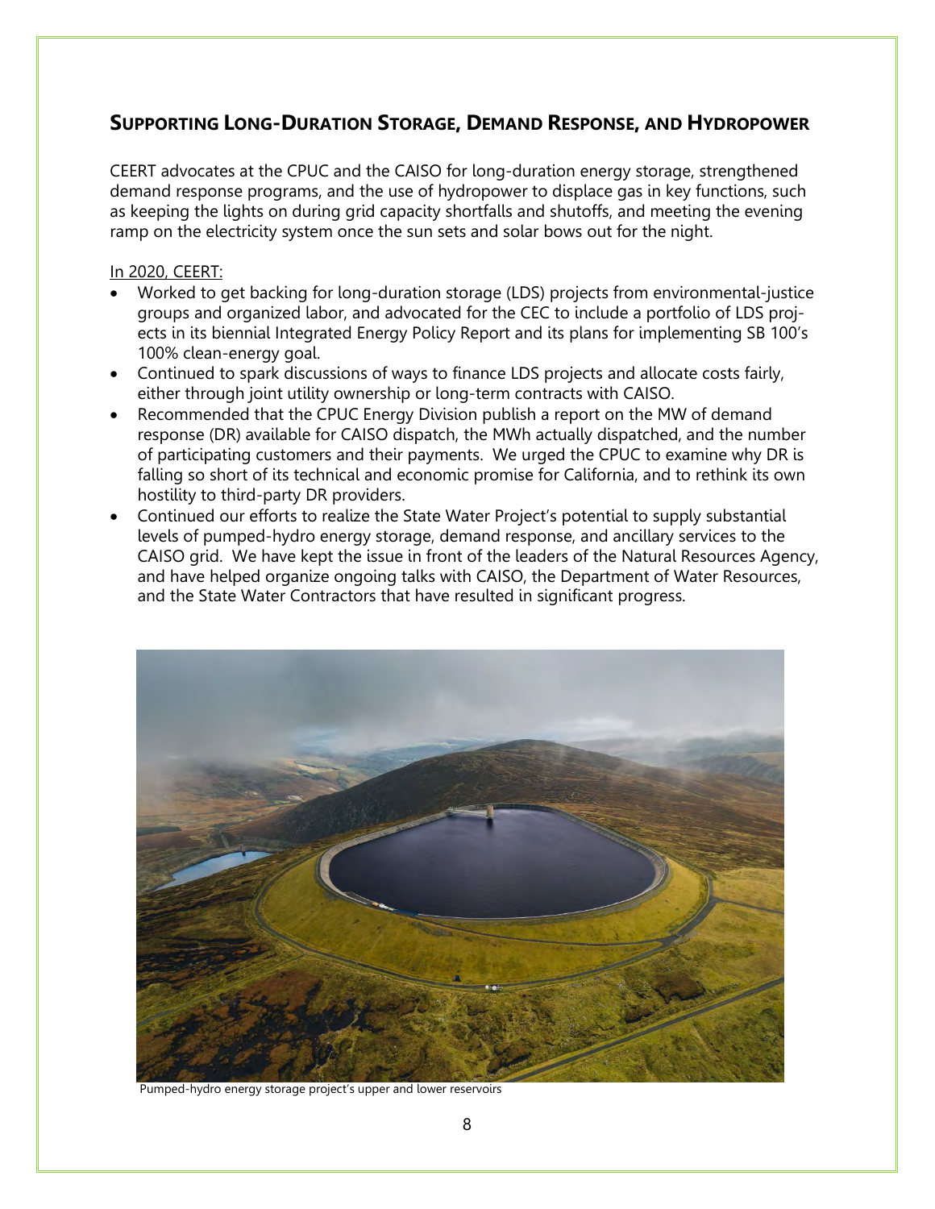## SUPPORTING LONG-DURATION STORAGE, DEMAND RESPONSE, AND HYDROPOWER

CEERT advocates at the CPUC and the CAISO for long-duration energy storage, strengthened demand response programs, and the use of hydropower to displace gas in key functions, such as keeping the lights on during grid capacity shortfalls and shutoffs, and meeting the evening ramp on the electricity system once the sun sets and solar bows out for the night.

In 2020, CEERT:

- Worked to get backing for long-duration storage (LDS) projects from environmental-justice groups and organized labor, and advocated for the CEC to include a portfolio of LDS projects in its biennial Integrated Energy Policy Report and its plans for implementing SB 100's 100% clean-energy goal.
- Continued to spark discussions of ways to finance LDS projects and allocate costs fairly, either through joint utility ownership or long-term contracts with CAISO.
- Recommended that the CPUC Energy Division publish a report on the MW of demand response (DR) available for CAISO dispatch, the MWh actually dispatched, and the number of participating customers and their payments. We urged the CPUC to examine why DR is falling so short of its technical and economic promise for California, and to rethink its own hostility to third-party DR providers.
- Continued our efforts to realize the State Water Project's potential to supply substantial levels of pumped-hydro energy storage, demand response, and ancillary services to the CAISO grid. We have kept the issue in front of the leaders of the Natural Resources Agency, and have helped organize ongoing talks with CAISO, the Department of Water Resources, and the State Water Contractors that have resulted in significant progress.

Pumped-hydro energy storage project's upper and lower reservoirs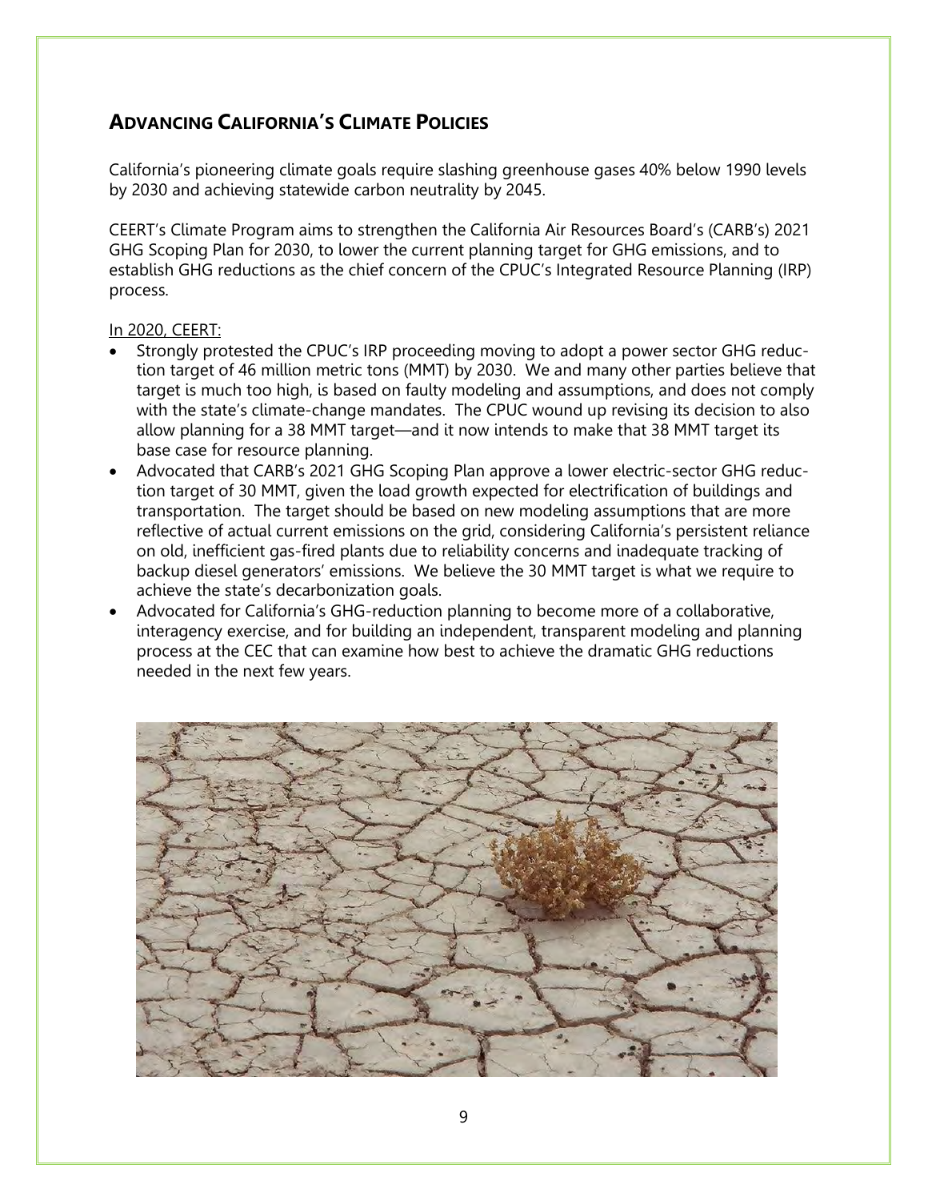## ADVANCING CALIFORNIA'S CLIMATE POLICIES

California's pioneering climate goals require slashing greenhouse gases 40% below 1990 levels by 2030 and achieving statewide carbon neutrality by 2045.

CEERT's Climate Program aims to strengthen the California Air Resources Board's (CARB's) 2021 GHG Scoping Plan for 2030, to lower the current planning target for GHG emissions, and to establish GHG reductions as the chief concern of the CPUC's Integrated Resource Planning (IRP) process.

In 2020, CEERT:

- Strongly protested the CPUC's IRP proceeding moving to adopt a power sector GHG reduction target of 46 million metric tons (MMT) by 2030. We and many other parties believe that target is much too high, is based on faulty modeling and assumptions, and does not comply with the state's climate-change mandates. The CPUC wound up revising its decision to also allow planning for a 38 MMT target—and it now intends to make that 38 MMT target its base case for resource planning.
- Advocated that CARB's 2021 GHG Scoping Plan approve a lower electric-sector GHG reduction target of 30 MMT, given the load growth expected for electrification of buildings and transportation. The target should be based on new modeling assumptions that are more reflective of actual current emissions on the grid, considering California's persistent reliance on old, inefficient gas-fired plants due to reliability concerns and inadequate tracking of backup diesel generators' emissions. We believe the 30 MMT target is what we require to achieve the state's decarbonization goals.
- Advocated for California's GHG-reduction planning to become more of a collaborative, interagency exercise, and for building an independent, transparent modeling and planning process at the CEC that can examine how best to achieve the dramatic GHG reductions needed in the next few years.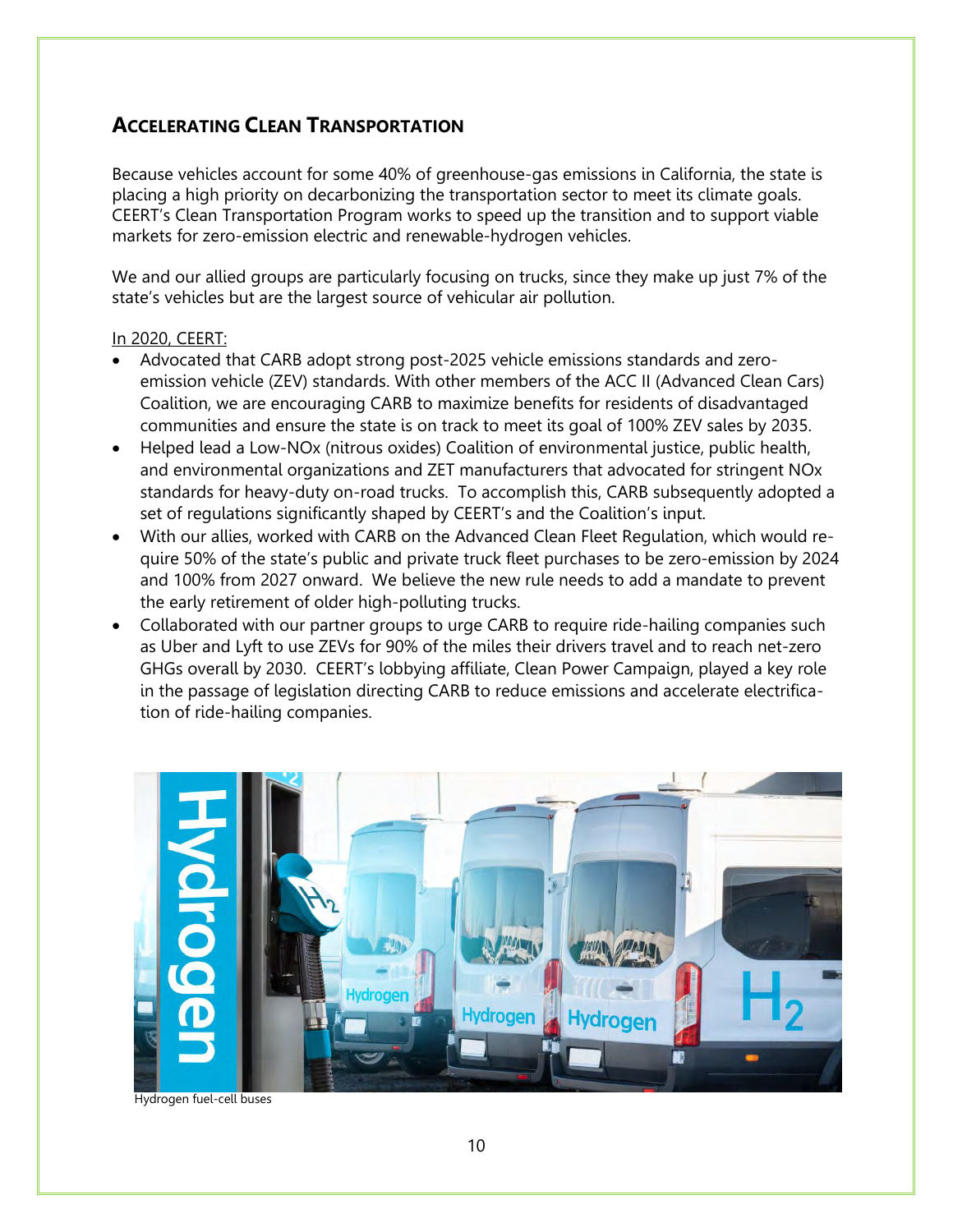## Accelerating Clean Transportation

Because vehicles account for some 40% of greenhouse-gas emissions in California, the state is placing a high priority on decarbonizing the transportation sector to meet its climate goals. CEERT's Clean Transportation Program works to speed up the transition and to support viable markets for zero-emission electric and renewable-hydrogen vehicles.

We and our allied groups are particularly focusing on trucks, since they make up just 7% of the state's vehicles but are the largest source of vehicular air pollution.

In 2020, CEERT:

- Advocated that CARB adopt strong post-2025 vehicle emissions standards and zero-emission vehicle (ZEV) standards. With other members of the ACC II (Advanced Clean Cars) Coalition, we are encouraging CARB to maximize benefits for residents of disadvantaged communities and ensure the state is on track to meet its goal of 100% ZEV sales by 2035.
- Helped lead a Low-NOx (nitrous oxides) Coalition of environmental justice, public health, and environmental organizations and ZET manufacturers that advocated for stringent NOx standards for heavy-duty on-road trucks. To accomplish this, CARB subsequently adopted a set of regulations significantly shaped by CEERT's and the Coalition's input.
- With our allies, worked with CARB on the Advanced Clean Fleet Regulation, which would require 50% of the state's public and private truck fleet purchases to be zero-emission by 2024 and 100% from 2027 onward. We believe the new rule needs to add a mandate to prevent the early retirement of older high-polluting trucks.
- Collaborated with our partner groups to urge CARB to require ride-hailing companies such as Uber and Lyft to use ZEVs for 90% of the miles their drivers travel and to reach net-zero GHGs overall by 2030. CEERT's lobbying affiliate, Clean Power Campaign, played a key role in the passage of legislation directing CARB to reduce emissions and accelerate electrification of ride-hailing companies.

Hydrogen fuel-cell buses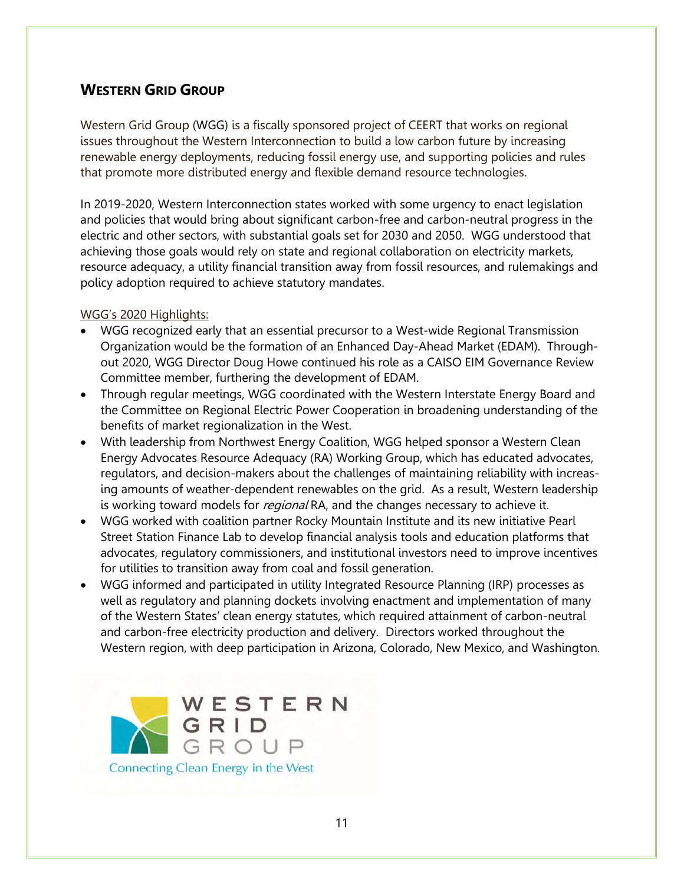## WESTERN GRID GROUP

Western Grid Group (WGG) is a fiscally sponsored project of CEERT that works on regional issues throughout the Western Interconnection to build a low carbon future by increasing renewable energy deployments, reducing fossil energy use, and supporting policies and rules that promote more distributed energy and flexible demand resource technologies.

In 2019-2020, Western Interconnection states worked with some urgency to enact legislation and policies that would bring about significant carbon-free and carbon-neutral progress in the electric and other sectors, with substantial goals set for 2030 and 2050. WGG understood that achieving those goals would rely on state and regional collaboration on electricity markets, resource adequacy, a utility financial transition away from fossil resources, and rulemakings and policy adoption required to achieve statutory mandates.

WGG's 2020 Highlights:

- WGG recognized early that an essential precursor to a West-wide Regional Transmission Organization would be the formation of an Enhanced Day-Ahead Market (EDAM). Throughout 2020, WGG Director Doug Howe continued his role as a CAISO EIM Governance Review Committee member, furthering the development of EDAM.
- Through regular meetings, WGG coordinated with the Western Interstate Energy Board and the Committee on Regional Electric Power Cooperation in broadening understanding of the benefits of market regionalization in the West.
- With leadership from Northwest Energy Coalition, WGG helped sponsor a Western Clean Energy Advocates Resource Adequacy (RA) Working Group, which has educated advocates, regulators, and decision-makers about the challenges of maintaining reliability with increasing amounts of weather-dependent renewables on the grid. As a result, Western leadership is working toward models for *regional* RA, and the changes necessary to achieve it.
- WGG worked with coalition partner Rocky Mountain Institute and its new initiative Pearl Street Station Finance Lab to develop financial analysis tools and education platforms that advocates, regulatory commissioners, and institutional investors need to improve incentives for utilities to transition away from coal and fossil generation.
- WGG informed and participated in utility Integrated Resource Planning (IRP) processes as well as regulatory and planning dockets involving enactment and implementation of many of the Western States' clean energy statutes, which required attainment of carbon-neutral and carbon-free electricity production and delivery. Directors worked throughout the Western region, with deep participation in Arizona, Colorado, New Mexico, and Washington.

WESTERN GRID GROUP

Connecting Clean Energy in the West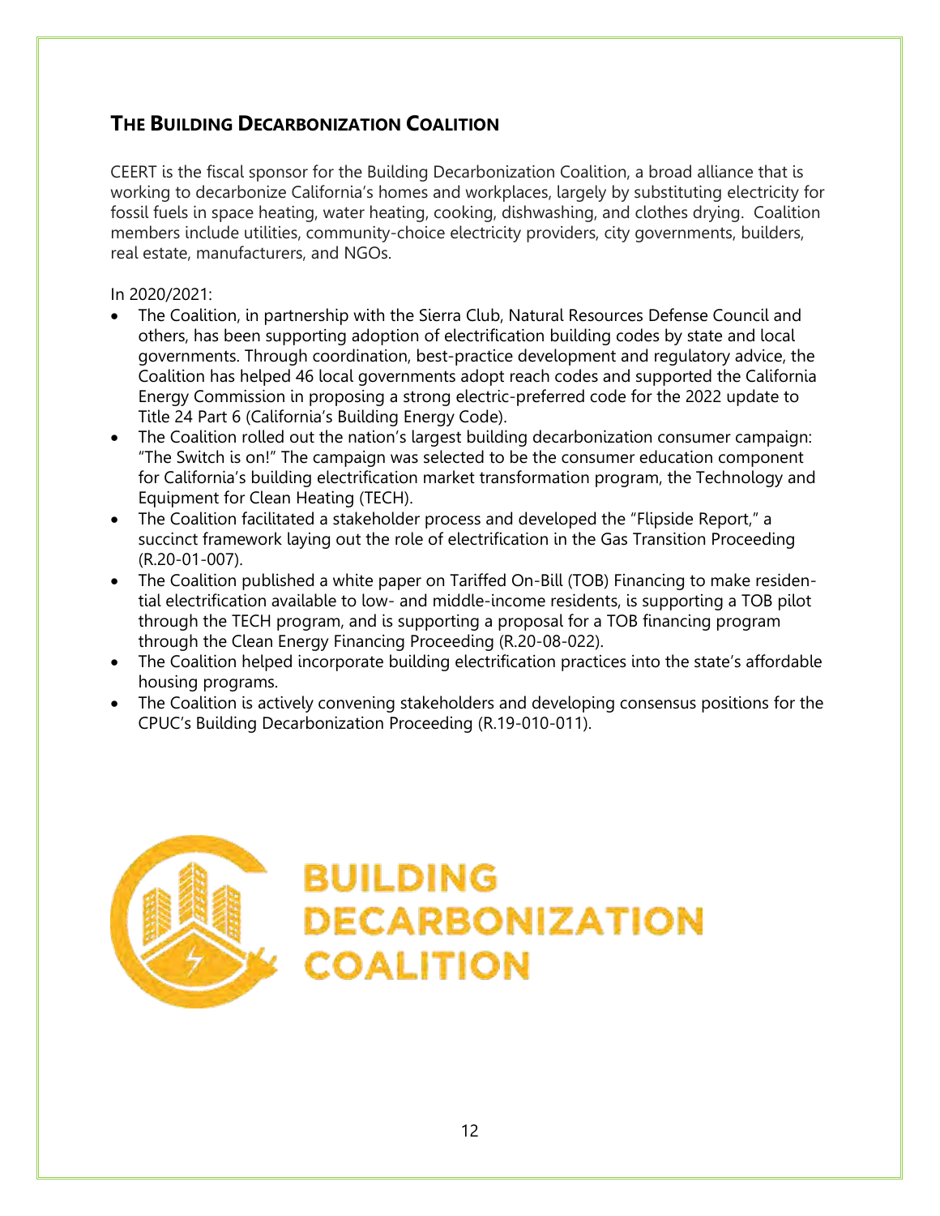## THE BUILDING DECARBONIZATION COALITION

CEERT is the fiscal sponsor for the Building Decarbonization Coalition, a broad alliance that is working to decarbonize California's homes and workplaces, largely by substituting electricity for fossil fuels in space heating, water heating, cooking, dishwashing, and clothes drying. Coalition members include utilities, community-choice electricity providers, city governments, builders, real estate, manufacturers, and NGOs.

In 2020/2021:

- The Coalition, in partnership with the Sierra Club, Natural Resources Defense Council and others, has been supporting adoption of electrification building codes by state and local governments. Through coordination, best-practice development and regulatory advice, the Coalition has helped 46 local governments adopt reach codes and supported the California Energy Commission in proposing a strong electric-preferred code for the 2022 update to Title 24 Part 6 (California's Building Energy Code).
- The Coalition rolled out the nation's largest building decarbonization consumer campaign: "The Switch is on!" The campaign was selected to be the consumer education component for California's building electrification market transformation program, the Technology and Equipment for Clean Heating (TECH).
- The Coalition facilitated a stakeholder process and developed the "Flipside Report," a succinct framework laying out the role of electrification in the Gas Transition Proceeding (R.20-01-007).
- The Coalition published a white paper on Tariffed On-Bill (TOB) Financing to make residential electrification available to low- and middle-income residents, is supporting a TOB pilot through the TECH program, and is supporting a proposal for a TOB financing program through the Clean Energy Financing Proceeding (R.20-08-022).
- The Coalition helped incorporate building electrification practices into the state's affordable housing programs.
- The Coalition is actively convening stakeholders and developing consensus positions for the CPUC's Building Decarbonization Proceeding (R.19-010-011).

BUILDING DECARBONIZATION COALITION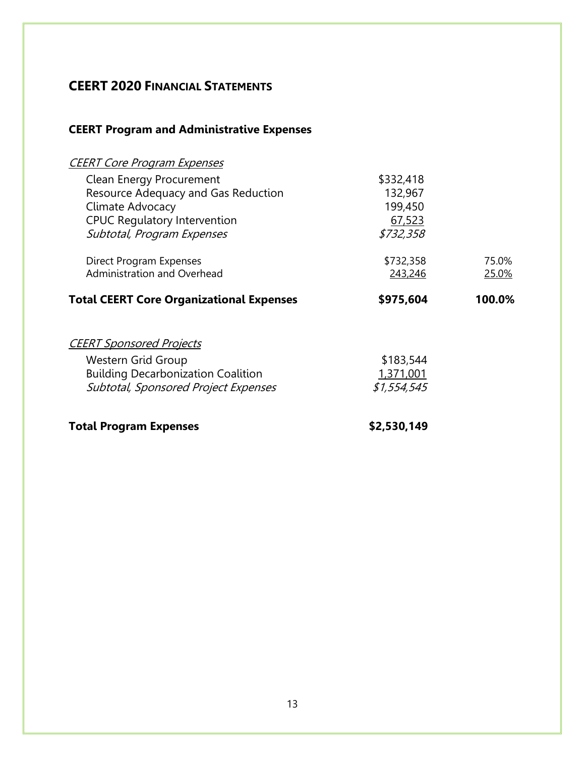## CEERT 2020 Financial Statements

### CEERT Program and Administrative Expenses

| | | |
|---|---|---|
| *CEERT Core Program Expenses* | | |
| Clean Energy Procurement | $332,418 | |
| Resource Adequacy and Gas Reduction | 132,967 | |
| Climate Advocacy | 199,450 | |
| CPUC Regulatory Intervention | 67,523 | |
| *Subtotal, Program Expenses* | *$732,358* | |
| Direct Program Expenses | $732,358 | 75.0% |
| Administration and Overhead | 243,246 | 25.0% |
| **Total CEERT Core Organizational Expenses** | **$975,604** | **100.0%** |
| *CEERT Sponsored Projects* | | |
| Western Grid Group | $183,544 | |
| Building Decarbonization Coalition | 1,371,001 | |
| *Subtotal, Sponsored Project Expenses* | *$1,554,545* | |
| **Total Program Expenses** | **$2,530,149** | |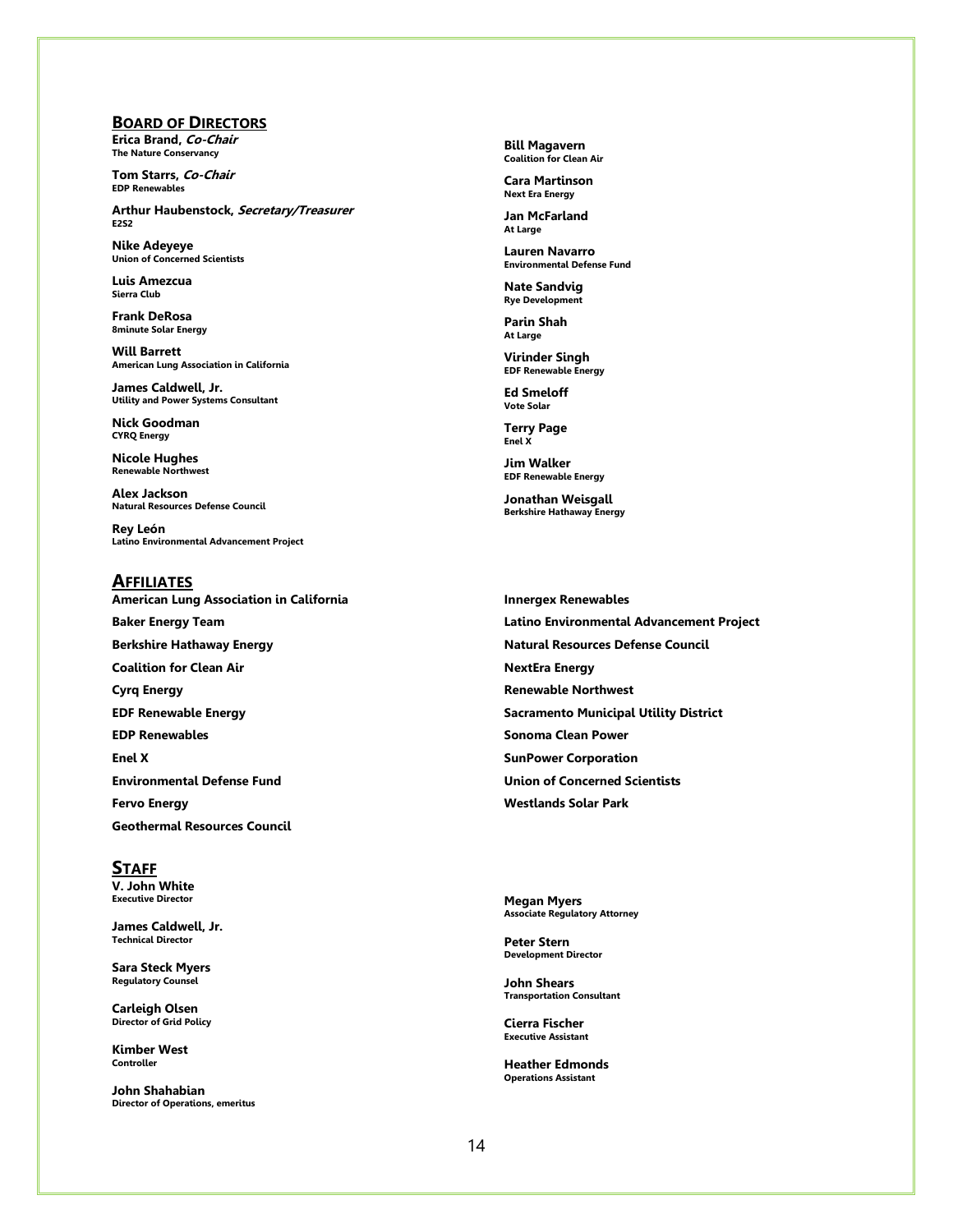## Board of Directors

**Erica Brand, *Co-Chair***
The Nature Conservancy

**Tom Starrs, *Co-Chair***
EDP Renewables

**Arthur Haubenstock, *Secretary/Treasurer***
E2S2

**Nike Adeyeye**
Union of Concerned Scientists

**Luis Amezcua**
Sierra Club

**Frank DeRosa**
8minute Solar Energy

**Will Barrett**
American Lung Association in California

**James Caldwell, Jr.**
Utility and Power Systems Consultant

**Nick Goodman**
CYRQ Energy

**Nicole Hughes**
Renewable Northwest

**Alex Jackson**
Natural Resources Defense Council

**Rey León**
Latino Environmental Advancement Project

**Bill Magavern**
Coalition for Clean Air

**Cara Martinson**
Next Era Energy

**Jan McFarland**
At Large

**Lauren Navarro**
Environmental Defense Fund

**Nate Sandvig**
Rye Development

**Parin Shah**
At Large

**Virinder Singh**
EDF Renewable Energy

**Ed Smeloff**
Vote Solar

**Terry Page**
Enel X

**Jim Walker**
EDF Renewable Energy

**Jonathan Weisgall**
Berkshire Hathaway Energy

## Affiliates

**American Lung Association in California**
**Baker Energy Team**
**Berkshire Hathaway Energy**
**Coalition for Clean Air**
**Cyrq Energy**
**EDF Renewable Energy**
**EDP Renewables**
**Enel X**
**Environmental Defense Fund**
**Fervo Energy**
**Geothermal Resources Council**
**Innergex Renewables**
**Latino Environmental Advancement Project**
**Natural Resources Defense Council**
**NextEra Energy**
**Renewable Northwest**
**Sacramento Municipal Utility District**
**Sonoma Clean Power**
**SunPower Corporation**
**Union of Concerned Scientists**
**Westlands Solar Park**

## Staff

**V. John White**
Executive Director

**James Caldwell, Jr.**
Technical Director

**Sara Steck Myers**
Regulatory Counsel

**Carleigh Olsen**
Director of Grid Policy

**Kimber West**
Controller

**John Shahabian**
Director of Operations, emeritus

**Megan Myers**
Associate Regulatory Attorney

**Peter Stern**
Development Director

**John Shears**
Transportation Consultant

**Cierra Fischer**
Executive Assistant

**Heather Edmonds**
Operations Assistant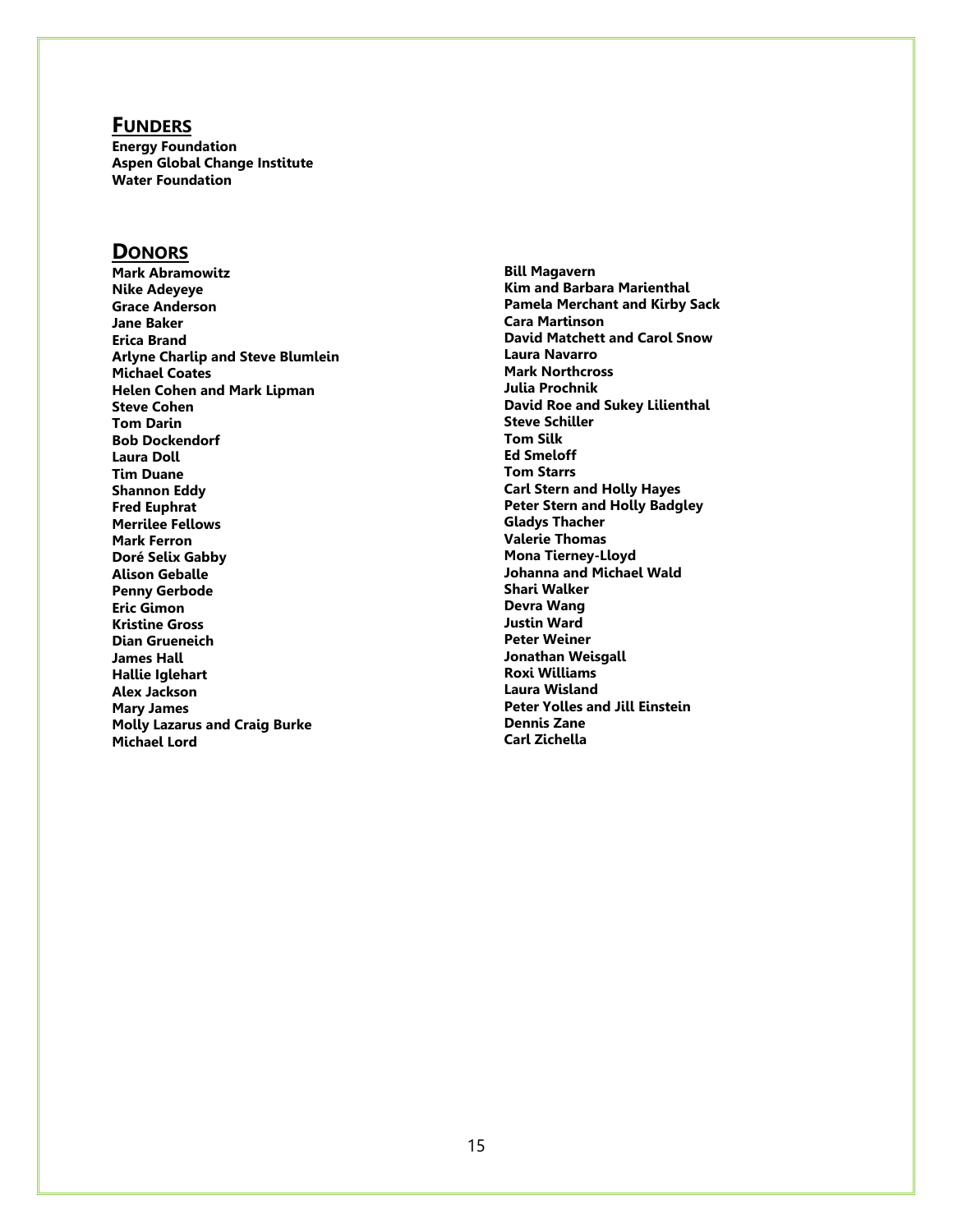## Funders

**Energy Foundation**
**Aspen Global Change Institute**
**Water Foundation**

## Donors

**Mark Abramowitz**
**Nike Adeyeye**
**Grace Anderson**
**Jane Baker**
**Erica Brand**
**Arlyne Charlip and Steve Blumlein**
**Michael Coates**
**Helen Cohen and Mark Lipman**
**Steve Cohen**
**Tom Darin**
**Bob Dockendorf**
**Laura Doll**
**Tim Duane**
**Shannon Eddy**
**Fred Euphrat**
**Merrilee Fellows**
**Mark Ferron**
**Doré Selix Gabby**
**Alison Geballe**
**Penny Gerbode**
**Eric Gimon**
**Kristine Gross**
**Dian Grueneich**
**James Hall**
**Hallie Iglehart**
**Alex Jackson**
**Mary James**
**Molly Lazarus and Craig Burke**
**Michael Lord**
**Bill Magavern**
**Kim and Barbara Marienthal**
**Pamela Merchant and Kirby Sack**
**Cara Martinson**
**David Matchett and Carol Snow**
**Laura Navarro**
**Mark Northcross**
**Julia Prochnik**
**David Roe and Sukey Lilienthal**
**Steve Schiller**
**Tom Silk**
**Ed Smeloff**
**Tom Starrs**
**Carl Stern and Holly Hayes**
**Peter Stern and Holly Badgley**
**Gladys Thacher**
**Valerie Thomas**
**Mona Tierney-Lloyd**
**Johanna and Michael Wald**
**Shari Walker**
**Devra Wang**
**Justin Ward**
**Peter Weiner**
**Jonathan Weisgall**
**Roxi Williams**
**Laura Wisland**
**Peter Yolles and Jill Einstein**
**Dennis Zane**
**Carl Zichella**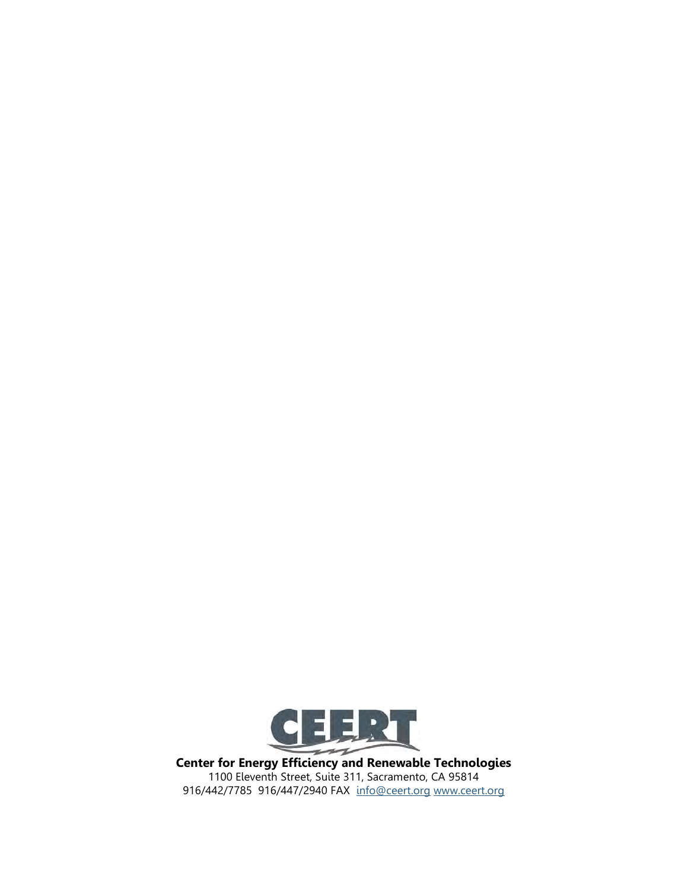CEERT

**Center for Energy Efficiency and Renewable Technologies**

1100 Eleventh Street, Suite 311, Sacramento, CA 95814

916/442/7785 916/447/2940 FAX info@ceert.org www.ceert.org